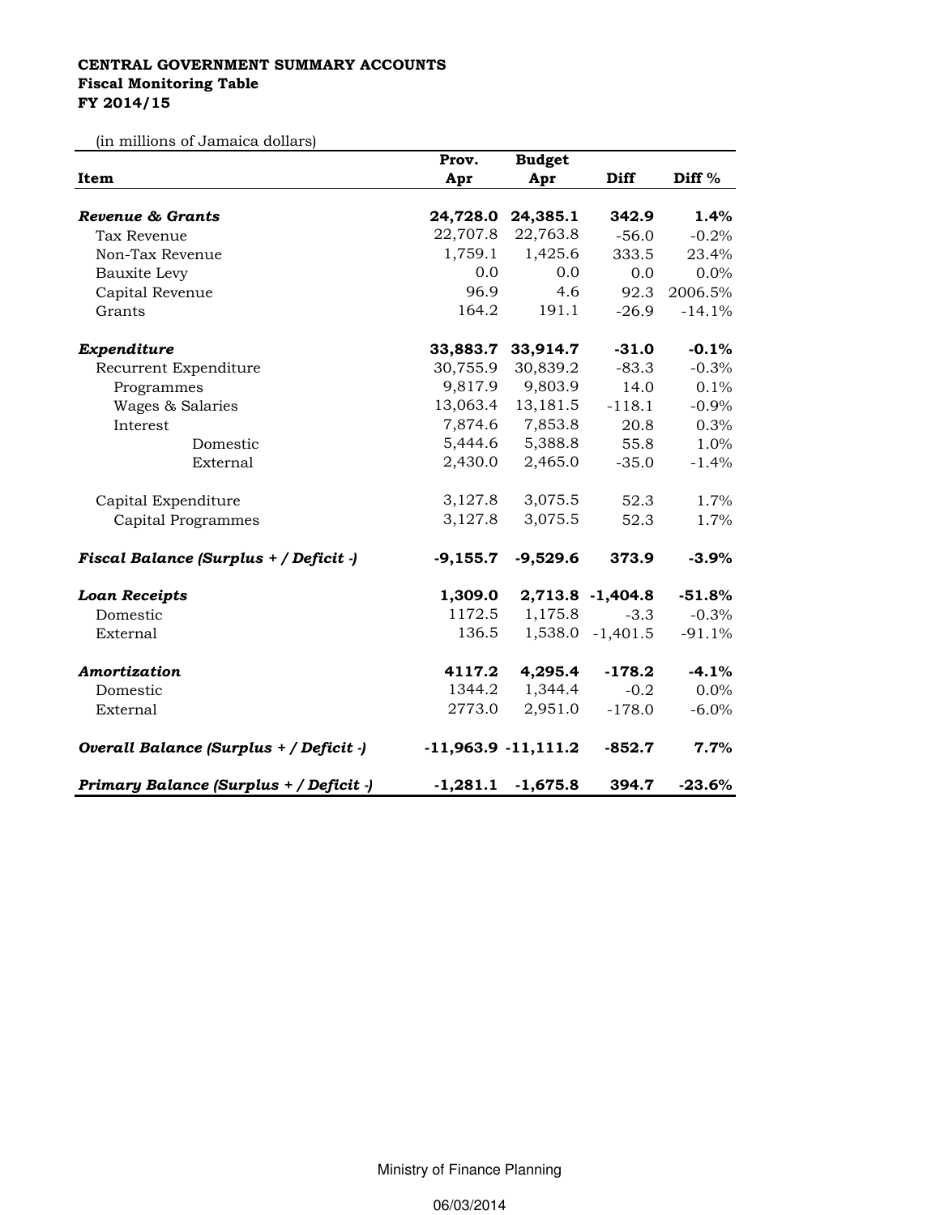**CENTRAL GOVERNMENT SUMMARY ACCOUNTS**
**Fiscal Monitoring Table**
**FY 2014/15**

(in millions of Jamaica dollars)

| Item | Prov. Apr | Budget Apr | Diff | Diff % |
|---|---|---|---|---|
| ***Revenue & Grants*** | **24,728.0** | **24,385.1** | **342.9** | **1.4%** |
| Tax Revenue | 22,707.8 | 22,763.8 | -56.0 | -0.2% |
| Non-Tax Revenue | 1,759.1 | 1,425.6 | 333.5 | 23.4% |
| Bauxite Levy | 0.0 | 0.0 | 0.0 | 0.0% |
| Capital Revenue | 96.9 | 4.6 | 92.3 | 2006.5% |
| Grants | 164.2 | 191.1 | -26.9 | -14.1% |
| ***Expenditure*** | **33,883.7** | **33,914.7** | **-31.0** | **-0.1%** |
| Recurrent Expenditure | 30,755.9 | 30,839.2 | -83.3 | -0.3% |
| Programmes | 9,817.9 | 9,803.9 | 14.0 | 0.1% |
| Wages & Salaries | 13,063.4 | 13,181.5 | -118.1 | -0.9% |
| Interest | 7,874.6 | 7,853.8 | 20.8 | 0.3% |
| Domestic | 5,444.6 | 5,388.8 | 55.8 | 1.0% |
| External | 2,430.0 | 2,465.0 | -35.0 | -1.4% |
| Capital Expenditure | 3,127.8 | 3,075.5 | 52.3 | 1.7% |
| Capital Programmes | 3,127.8 | 3,075.5 | 52.3 | 1.7% |
| ***Fiscal Balance (Surplus + / Deficit -)*** | **-9,155.7** | **-9,529.6** | **373.9** | **-3.9%** |
| ***Loan Receipts*** | **1,309.0** | **2,713.8** | **-1,404.8** | **-51.8%** |
| Domestic | 1172.5 | 1,175.8 | -3.3 | -0.3% |
| External | 136.5 | 1,538.0 | -1,401.5 | -91.1% |
| ***Amortization*** | **4117.2** | **4,295.4** | **-178.2** | **-4.1%** |
| Domestic | 1344.2 | 1,344.4 | -0.2 | 0.0% |
| External | 2773.0 | 2,951.0 | -178.0 | -6.0% |
| ***Overall Balance (Surplus + / Deficit -)*** | **-11,963.9** | **-11,111.2** | **-852.7** | **7.7%** |
| ***Primary Balance (Surplus + / Deficit -)*** | **-1,281.1** | **-1,675.8** | **394.7** | **-23.6%** |

Ministry of Finance Planning

06/03/2014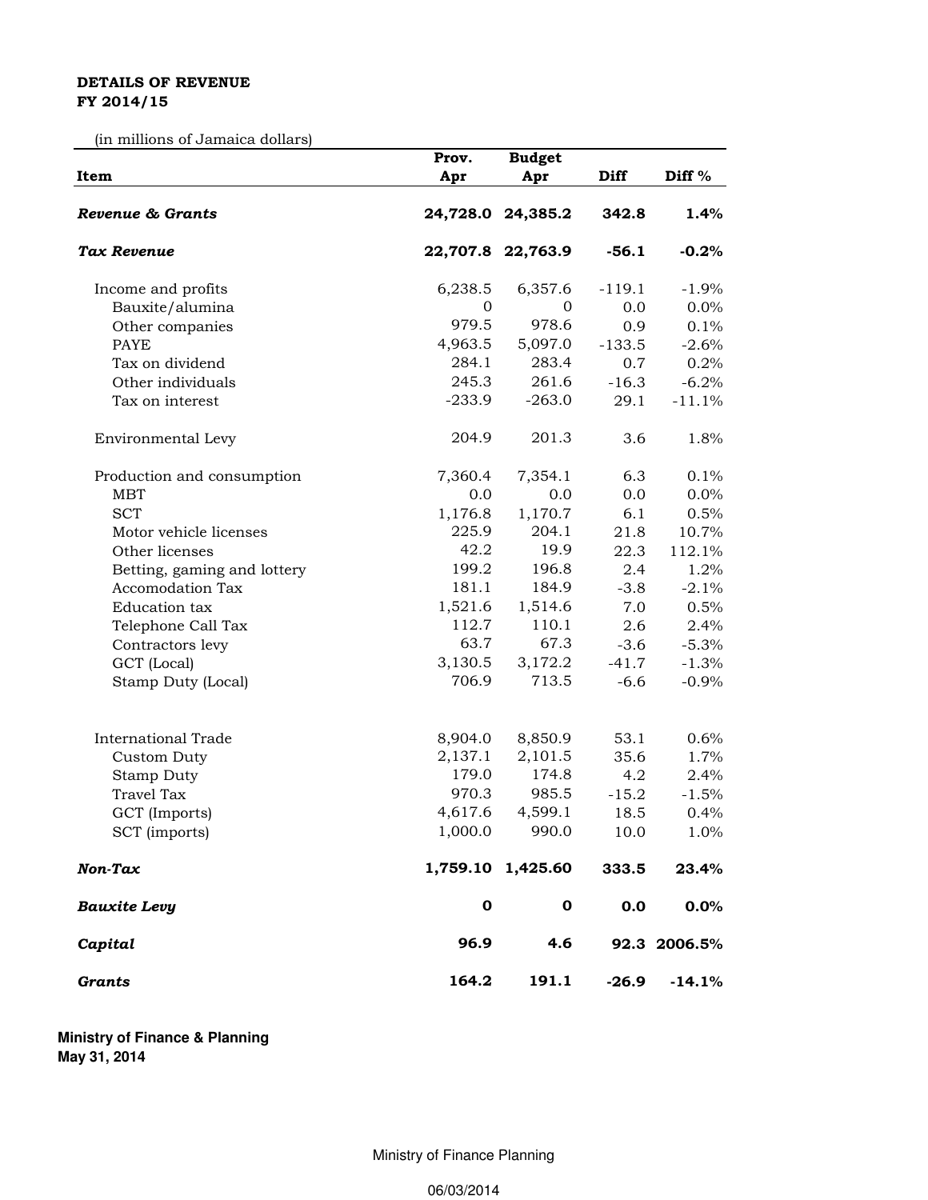**DETAILS OF REVENUE**
**FY 2014/15**

(in millions of Jamaica dollars)

| Item | Prov. Apr | Budget Apr | Diff | Diff % |
|---|---|---|---|---|
| ***Revenue & Grants*** | **24,728.0** | **24,385.2** | **342.8** | **1.4%** |
| ***Tax Revenue*** | **22,707.8** | **22,763.9** | **-56.1** | **-0.2%** |
| Income and profits | 6,238.5 | 6,357.6 | -119.1 | -1.9% |
| Bauxite/alumina | 0 | 0 | 0.0 | 0.0% |
| Other companies | 979.5 | 978.6 | 0.9 | 0.1% |
| PAYE | 4,963.5 | 5,097.0 | -133.5 | -2.6% |
| Tax on dividend | 284.1 | 283.4 | 0.7 | 0.2% |
| Other individuals | 245.3 | 261.6 | -16.3 | -6.2% |
| Tax on interest | -233.9 | -263.0 | 29.1 | -11.1% |
| Environmental Levy | 204.9 | 201.3 | 3.6 | 1.8% |
| Production and consumption | 7,360.4 | 7,354.1 | 6.3 | 0.1% |
| MBT | 0.0 | 0.0 | 0.0 | 0.0% |
| SCT | 1,176.8 | 1,170.7 | 6.1 | 0.5% |
| Motor vehicle licenses | 225.9 | 204.1 | 21.8 | 10.7% |
| Other licenses | 42.2 | 19.9 | 22.3 | 112.1% |
| Betting, gaming and lottery | 199.2 | 196.8 | 2.4 | 1.2% |
| Accomodation Tax | 181.1 | 184.9 | -3.8 | -2.1% |
| Education tax | 1,521.6 | 1,514.6 | 7.0 | 0.5% |
| Telephone Call Tax | 112.7 | 110.1 | 2.6 | 2.4% |
| Contractors levy | 63.7 | 67.3 | -3.6 | -5.3% |
| GCT (Local) | 3,130.5 | 3,172.2 | -41.7 | -1.3% |
| Stamp Duty (Local) | 706.9 | 713.5 | -6.6 | -0.9% |
| International Trade | 8,904.0 | 8,850.9 | 53.1 | 0.6% |
| Custom Duty | 2,137.1 | 2,101.5 | 35.6 | 1.7% |
| Stamp Duty | 179.0 | 174.8 | 4.2 | 2.4% |
| Travel Tax | 970.3 | 985.5 | -15.2 | -1.5% |
| GCT (Imports) | 4,617.6 | 4,599.1 | 18.5 | 0.4% |
| SCT (imports) | 1,000.0 | 990.0 | 10.0 | 1.0% |
| ***Non-Tax*** | **1,759.10** | **1,425.60** | **333.5** | **23.4%** |
| ***Bauxite Levy*** | **0** | **0** | **0.0** | **0.0%** |
| ***Capital*** | **96.9** | **4.6** | **92.3** | **2006.5%** |
| ***Grants*** | **164.2** | **191.1** | **-26.9** | **-14.1%** |

**Ministry of Finance & Planning**
**May 31, 2014**